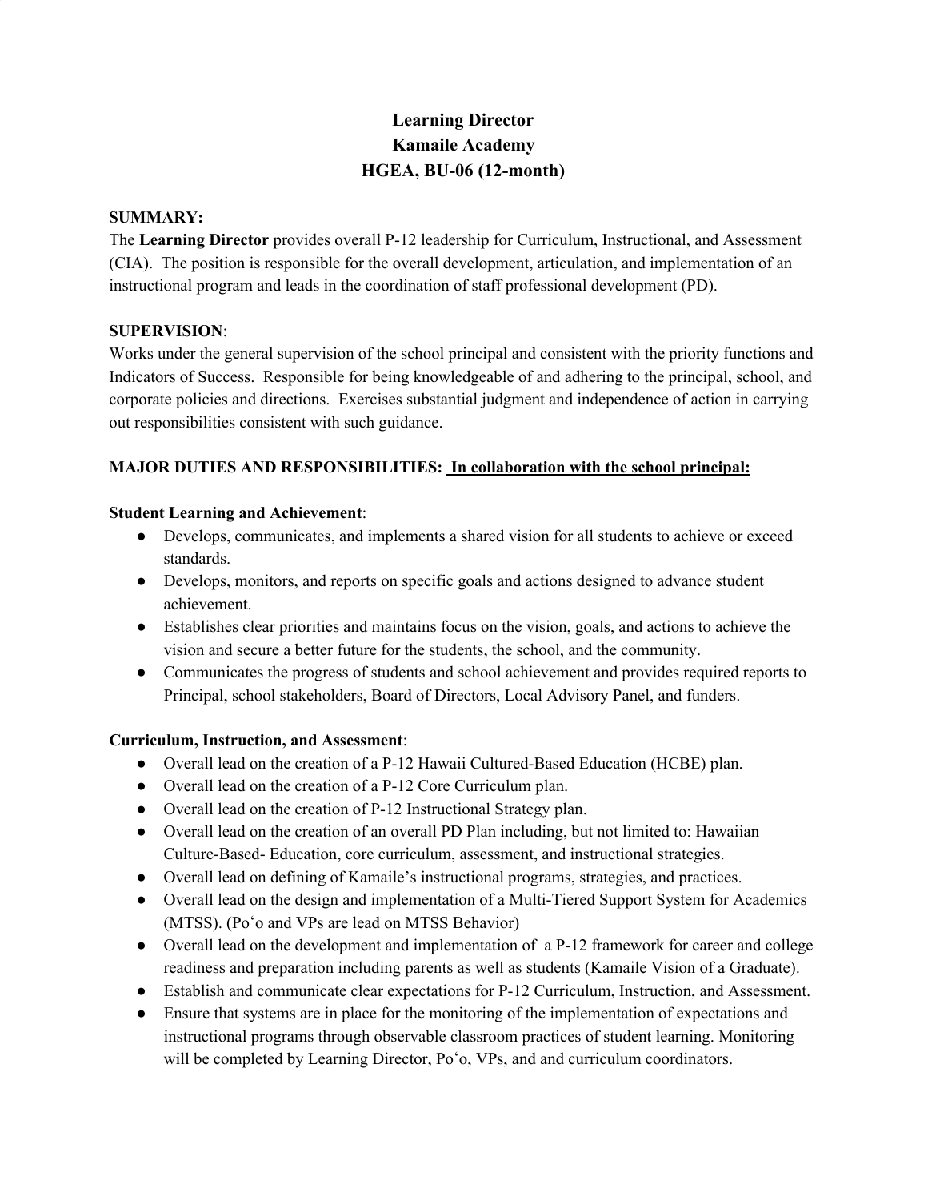# Learning Director
# Kamaile Academy
# HGEA, BU-06 (12-month)

**SUMMARY:**
The **Learning Director** provides overall P-12 leadership for Curriculum, Instructional, and Assessment (CIA). The position is responsible for the overall development, articulation, and implementation of an instructional program and leads in the coordination of staff professional development (PD).

**SUPERVISION**:
Works under the general supervision of the school principal and consistent with the priority functions and Indicators of Success. Responsible for being knowledgeable of and adhering to the principal, school, and corporate policies and directions. Exercises substantial judgment and independence of action in carrying out responsibilities consistent with such guidance.

**MAJOR DUTIES AND RESPONSIBILITIES: In collaboration with the school principal:**

**Student Learning and Achievement**:
- Develops, communicates, and implements a shared vision for all students to achieve or exceed standards.
- Develops, monitors, and reports on specific goals and actions designed to advance student achievement.
- Establishes clear priorities and maintains focus on the vision, goals, and actions to achieve the vision and secure a better future for the students, the school, and the community.
- Communicates the progress of students and school achievement and provides required reports to Principal, school stakeholders, Board of Directors, Local Advisory Panel, and funders.

**Curriculum, Instruction, and Assessment**:
- Overall lead on the creation of a P-12 Hawaii Cultured-Based Education (HCBE) plan.
- Overall lead on the creation of a P-12 Core Curriculum plan.
- Overall lead on the creation of P-12 Instructional Strategy plan.
- Overall lead on the creation of an overall PD Plan including, but not limited to: Hawaiian Culture-Based- Education, core curriculum, assessment, and instructional strategies.
- Overall lead on defining of Kamaile's instructional programs, strategies, and practices.
- Overall lead on the design and implementation of a Multi-Tiered Support System for Academics (MTSS). (Poʻo and VPs are lead on MTSS Behavior)
- Overall lead on the development and implementation of a P-12 framework for career and college readiness and preparation including parents as well as students (Kamaile Vision of a Graduate).
- Establish and communicate clear expectations for P-12 Curriculum, Instruction, and Assessment.
- Ensure that systems are in place for the monitoring of the implementation of expectations and instructional programs through observable classroom practices of student learning. Monitoring will be completed by Learning Director, Poʻo, VPs, and and curriculum coordinators.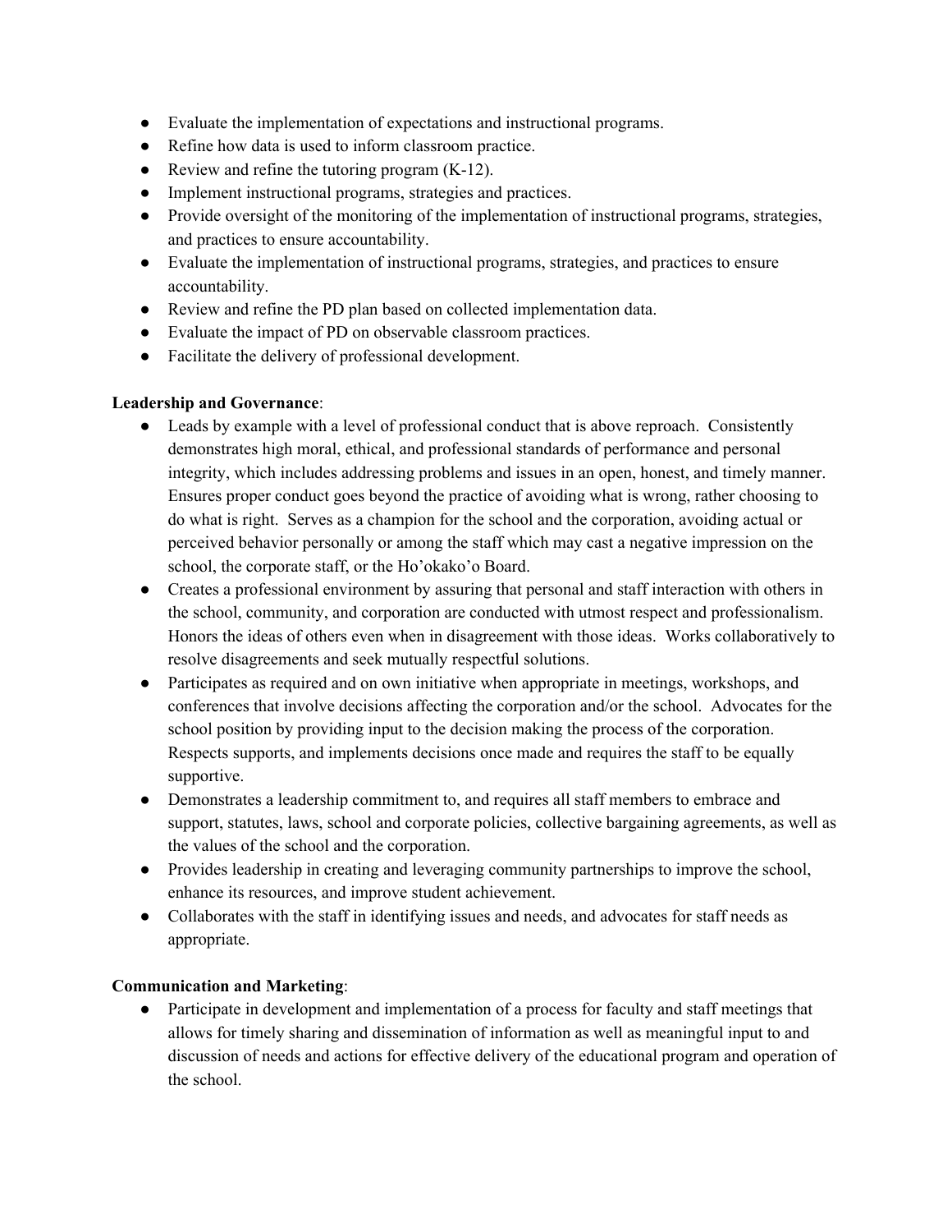- Evaluate the implementation of expectations and instructional programs.
- Refine how data is used to inform classroom practice.
- Review and refine the tutoring program (K-12).
- Implement instructional programs, strategies and practices.
- Provide oversight of the monitoring of the implementation of instructional programs, strategies, and practices to ensure accountability.
- Evaluate the implementation of instructional programs, strategies, and practices to ensure accountability.
- Review and refine the PD plan based on collected implementation data.
- Evaluate the impact of PD on observable classroom practices.
- Facilitate the delivery of professional development.

**Leadership and Governance**:

- Leads by example with a level of professional conduct that is above reproach. Consistently demonstrates high moral, ethical, and professional standards of performance and personal integrity, which includes addressing problems and issues in an open, honest, and timely manner. Ensures proper conduct goes beyond the practice of avoiding what is wrong, rather choosing to do what is right. Serves as a champion for the school and the corporation, avoiding actual or perceived behavior personally or among the staff which may cast a negative impression on the school, the corporate staff, or the Ho'okako'o Board.
- Creates a professional environment by assuring that personal and staff interaction with others in the school, community, and corporation are conducted with utmost respect and professionalism. Honors the ideas of others even when in disagreement with those ideas. Works collaboratively to resolve disagreements and seek mutually respectful solutions.
- Participates as required and on own initiative when appropriate in meetings, workshops, and conferences that involve decisions affecting the corporation and/or the school. Advocates for the school position by providing input to the decision making the process of the corporation. Respects supports, and implements decisions once made and requires the staff to be equally supportive.
- Demonstrates a leadership commitment to, and requires all staff members to embrace and support, statutes, laws, school and corporate policies, collective bargaining agreements, as well as the values of the school and the corporation.
- Provides leadership in creating and leveraging community partnerships to improve the school, enhance its resources, and improve student achievement.
- Collaborates with the staff in identifying issues and needs, and advocates for staff needs as appropriate.

**Communication and Marketing**:

- Participate in development and implementation of a process for faculty and staff meetings that allows for timely sharing and dissemination of information as well as meaningful input to and discussion of needs and actions for effective delivery of the educational program and operation of the school.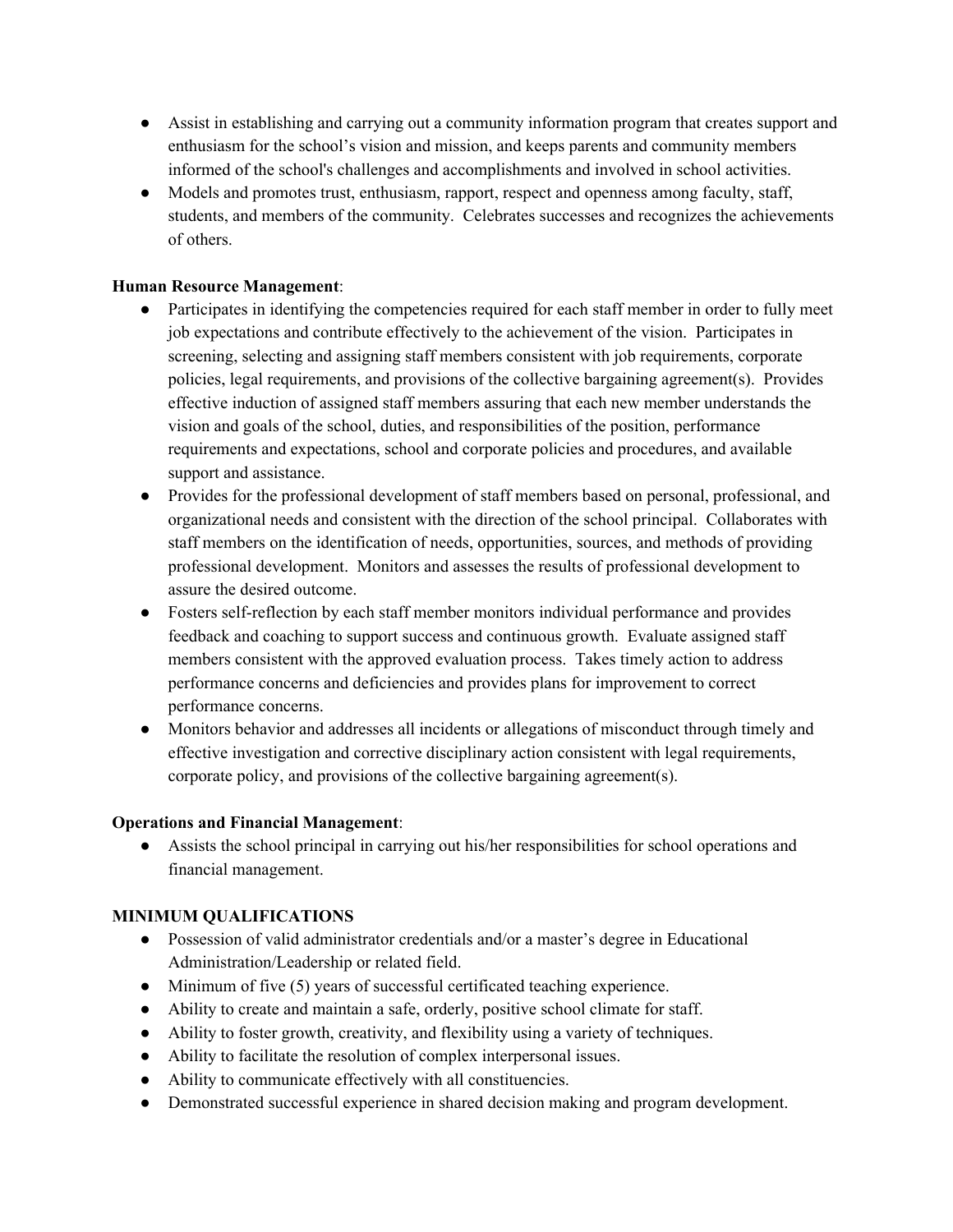- Assist in establishing and carrying out a community information program that creates support and enthusiasm for the school's vision and mission, and keeps parents and community members informed of the school's challenges and accomplishments and involved in school activities.
- Models and promotes trust, enthusiasm, rapport, respect and openness among faculty, staff, students, and members of the community. Celebrates successes and recognizes the achievements of others.

**Human Resource Management**:

- Participates in identifying the competencies required for each staff member in order to fully meet job expectations and contribute effectively to the achievement of the vision. Participates in screening, selecting and assigning staff members consistent with job requirements, corporate policies, legal requirements, and provisions of the collective bargaining agreement(s). Provides effective induction of assigned staff members assuring that each new member understands the vision and goals of the school, duties, and responsibilities of the position, performance requirements and expectations, school and corporate policies and procedures, and available support and assistance.
- Provides for the professional development of staff members based on personal, professional, and organizational needs and consistent with the direction of the school principal. Collaborates with staff members on the identification of needs, opportunities, sources, and methods of providing professional development. Monitors and assesses the results of professional development to assure the desired outcome.
- Fosters self-reflection by each staff member monitors individual performance and provides feedback and coaching to support success and continuous growth. Evaluate assigned staff members consistent with the approved evaluation process. Takes timely action to address performance concerns and deficiencies and provides plans for improvement to correct performance concerns.
- Monitors behavior and addresses all incidents or allegations of misconduct through timely and effective investigation and corrective disciplinary action consistent with legal requirements, corporate policy, and provisions of the collective bargaining agreement(s).

**Operations and Financial Management**:

- Assists the school principal in carrying out his/her responsibilities for school operations and financial management.

**MINIMUM QUALIFICATIONS**

- Possession of valid administrator credentials and/or a master's degree in Educational Administration/Leadership or related field.
- Minimum of five (5) years of successful certificated teaching experience.
- Ability to create and maintain a safe, orderly, positive school climate for staff.
- Ability to foster growth, creativity, and flexibility using a variety of techniques.
- Ability to facilitate the resolution of complex interpersonal issues.
- Ability to communicate effectively with all constituencies.
- Demonstrated successful experience in shared decision making and program development.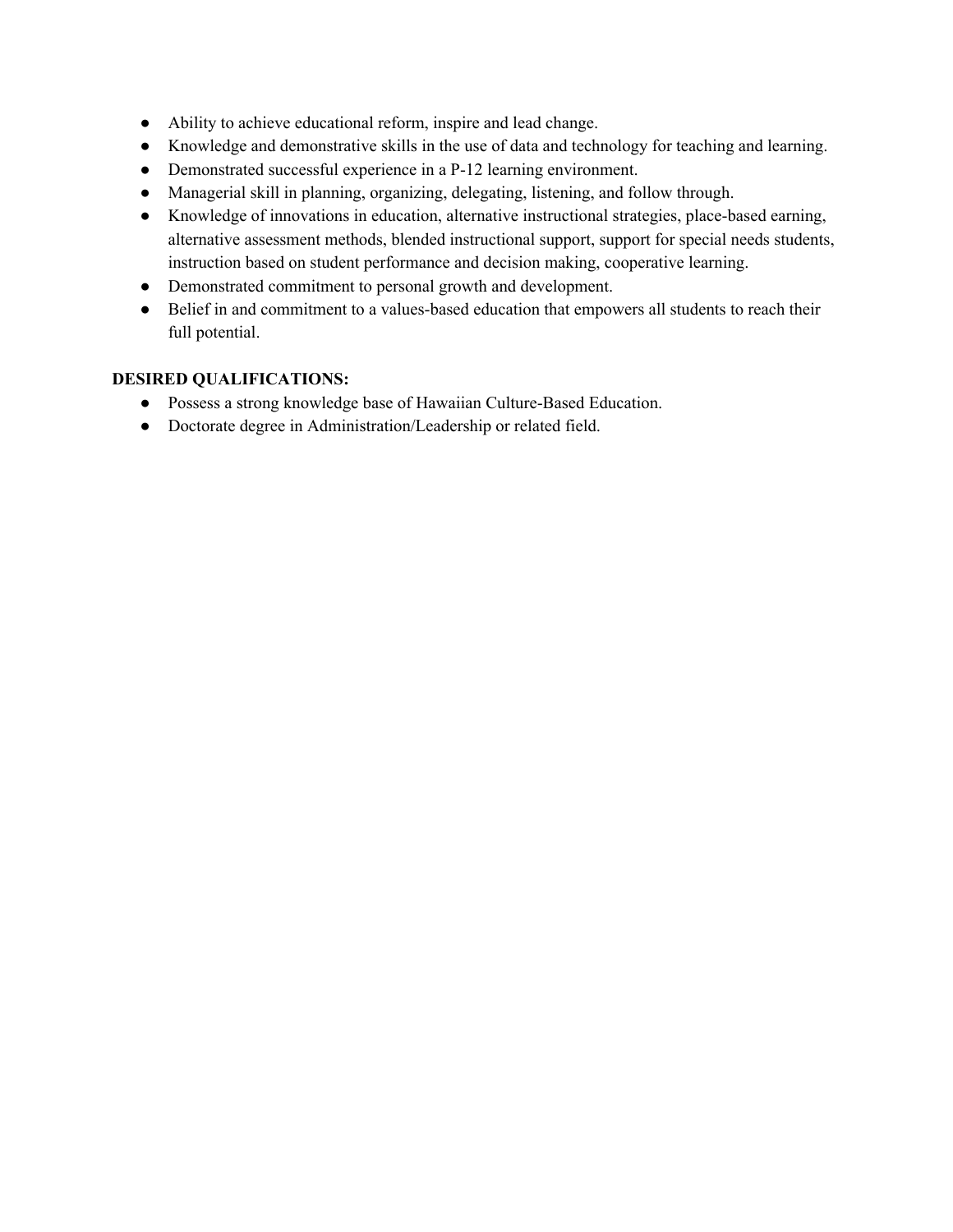- Ability to achieve educational reform, inspire and lead change.
- Knowledge and demonstrative skills in the use of data and technology for teaching and learning.
- Demonstrated successful experience in a P-12 learning environment.
- Managerial skill in planning, organizing, delegating, listening, and follow through.
- Knowledge of innovations in education, alternative instructional strategies, place-based earning, alternative assessment methods, blended instructional support, support for special needs students, instruction based on student performance and decision making, cooperative learning.
- Demonstrated commitment to personal growth and development.
- Belief in and commitment to a values-based education that empowers all students to reach their full potential.

**DESIRED QUALIFICATIONS:**

- Possess a strong knowledge base of Hawaiian Culture-Based Education.
- Doctorate degree in Administration/Leadership or related field.